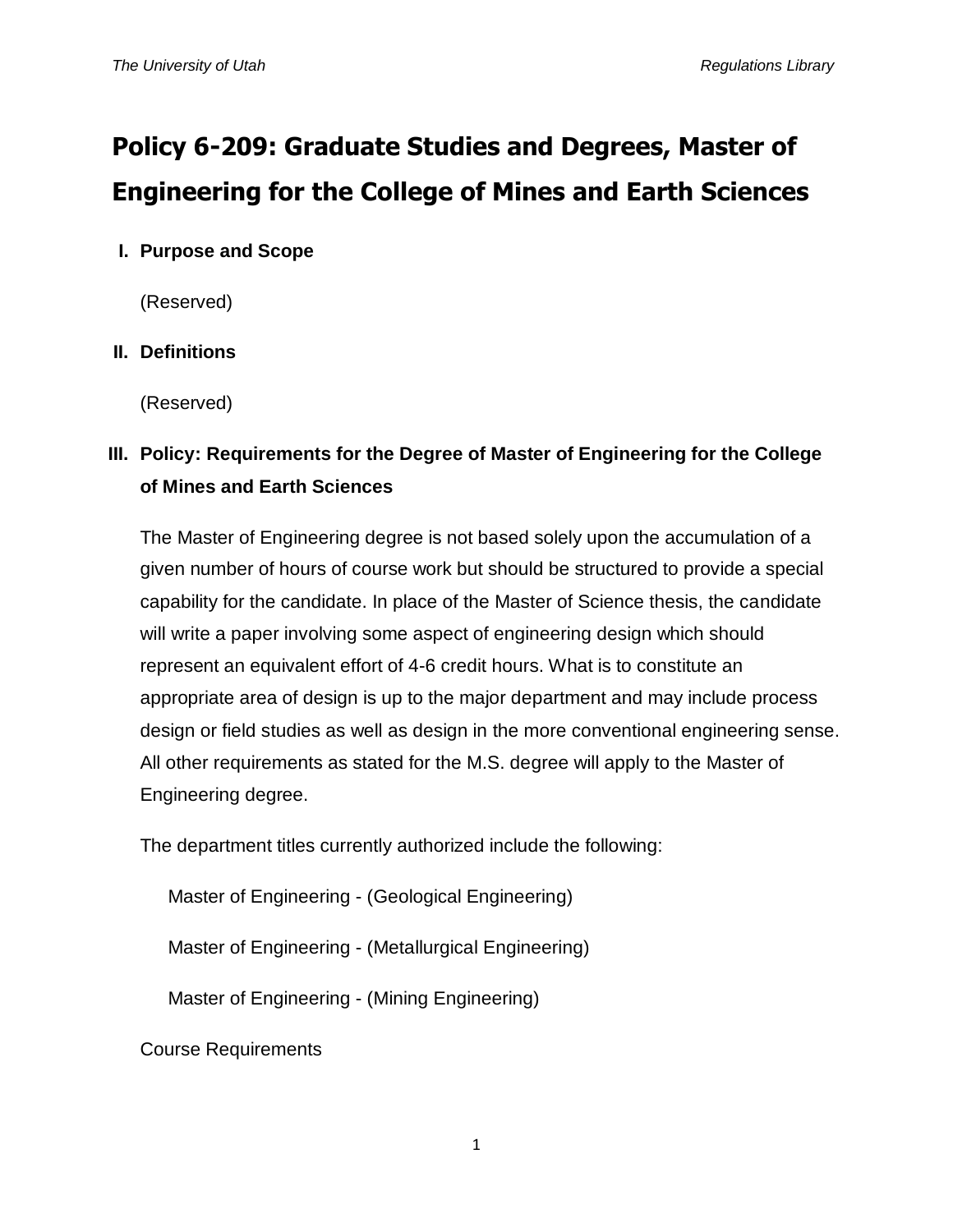# Policy 6-209: Graduate Studies and Degrees, Master of Engineering for the College of Mines and Earth Sciences

## I. Purpose and Scope

(Reserved)

## II. Definitions

(Reserved)

## III. Policy: Requirements for the Degree of Master of Engineering for the College of Mines and Earth Sciences

The Master of Engineering degree is not based solely upon the accumulation of a given number of hours of course work but should be structured to provide a special capability for the candidate. In place of the Master of Science thesis, the candidate will write a paper involving some aspect of engineering design which should represent an equivalent effort of 4-6 credit hours. What is to constitute an appropriate area of design is up to the major department and may include process design or field studies as well as design in the more conventional engineering sense. All other requirements as stated for the M.S. degree will apply to the Master of Engineering degree.

The department titles currently authorized include the following:

Master of Engineering - (Geological Engineering)

Master of Engineering - (Metallurgical Engineering)

Master of Engineering - (Mining Engineering)

Course Requirements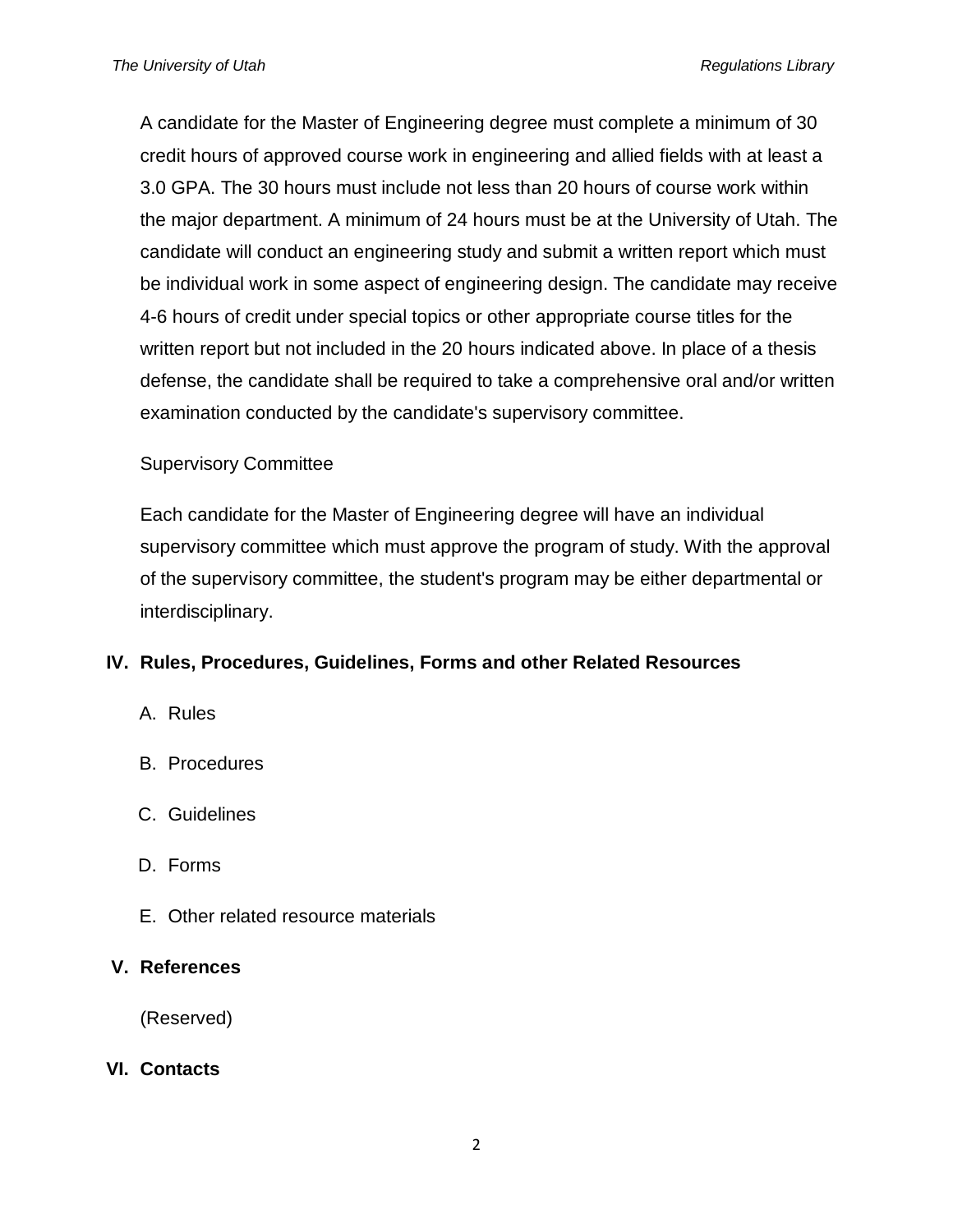A candidate for the Master of Engineering degree must complete a minimum of 30 credit hours of approved course work in engineering and allied fields with at least a 3.0 GPA. The 30 hours must include not less than 20 hours of course work within the major department. A minimum of 24 hours must be at the University of Utah. The candidate will conduct an engineering study and submit a written report which must be individual work in some aspect of engineering design. The candidate may receive 4-6 hours of credit under special topics or other appropriate course titles for the written report but not included in the 20 hours indicated above. In place of a thesis defense, the candidate shall be required to take a comprehensive oral and/or written examination conducted by the candidate's supervisory committee.

Supervisory Committee

Each candidate for the Master of Engineering degree will have an individual supervisory committee which must approve the program of study. With the approval of the supervisory committee, the student's program may be either departmental or interdisciplinary.

## IV. Rules, Procedures, Guidelines, Forms and other Related Resources

A. Rules

B. Procedures

C. Guidelines

D. Forms

E. Other related resource materials

## V. References

(Reserved)

## VI. Contacts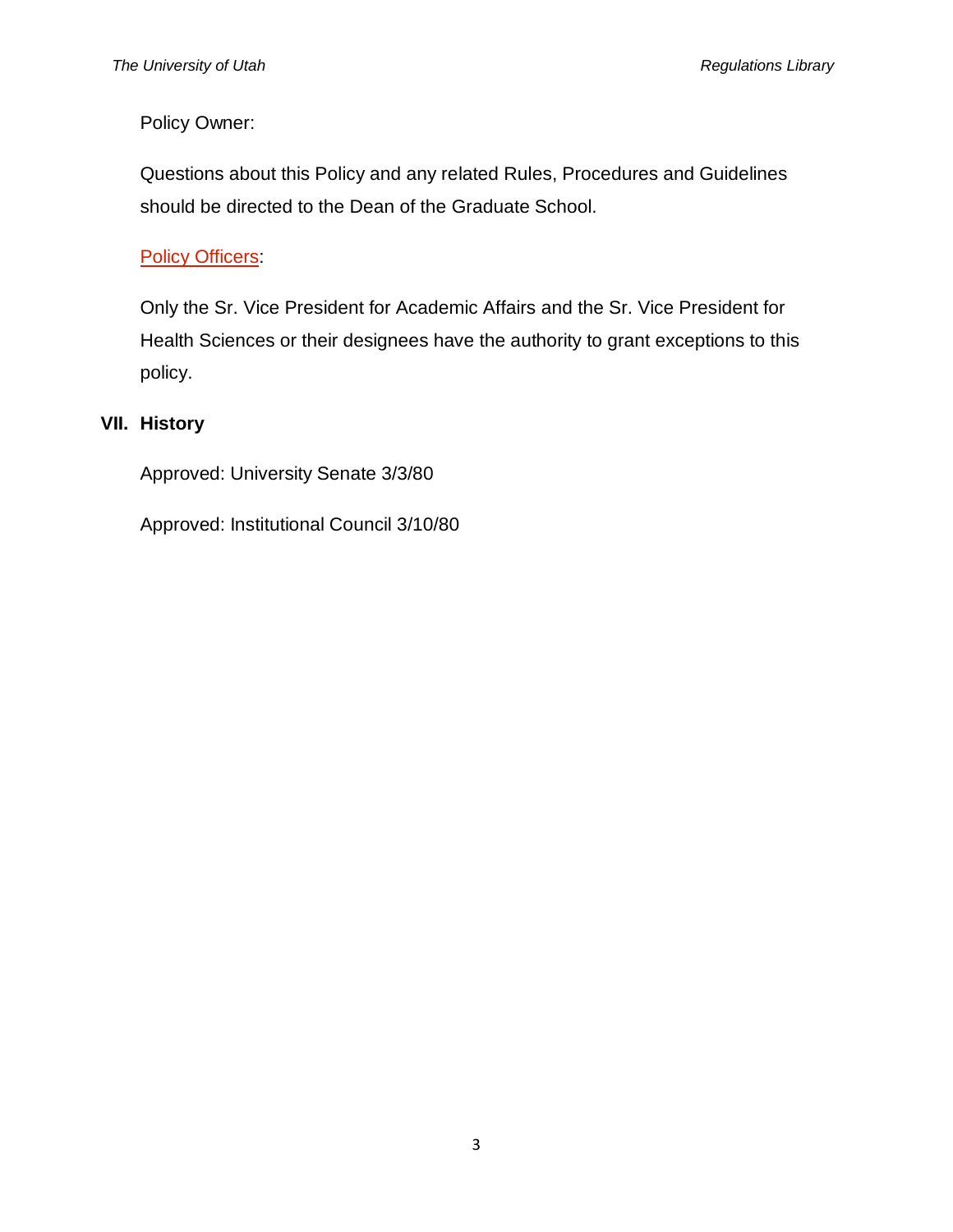Policy Owner:

Questions about this Policy and any related Rules, Procedures and Guidelines should be directed to the Dean of the Graduate School.

Policy Officers:

Only the Sr. Vice President for Academic Affairs and the Sr. Vice President for Health Sciences or their designees have the authority to grant exceptions to this policy.

## VII. History

Approved: University Senate 3/3/80

Approved: Institutional Council 3/10/80